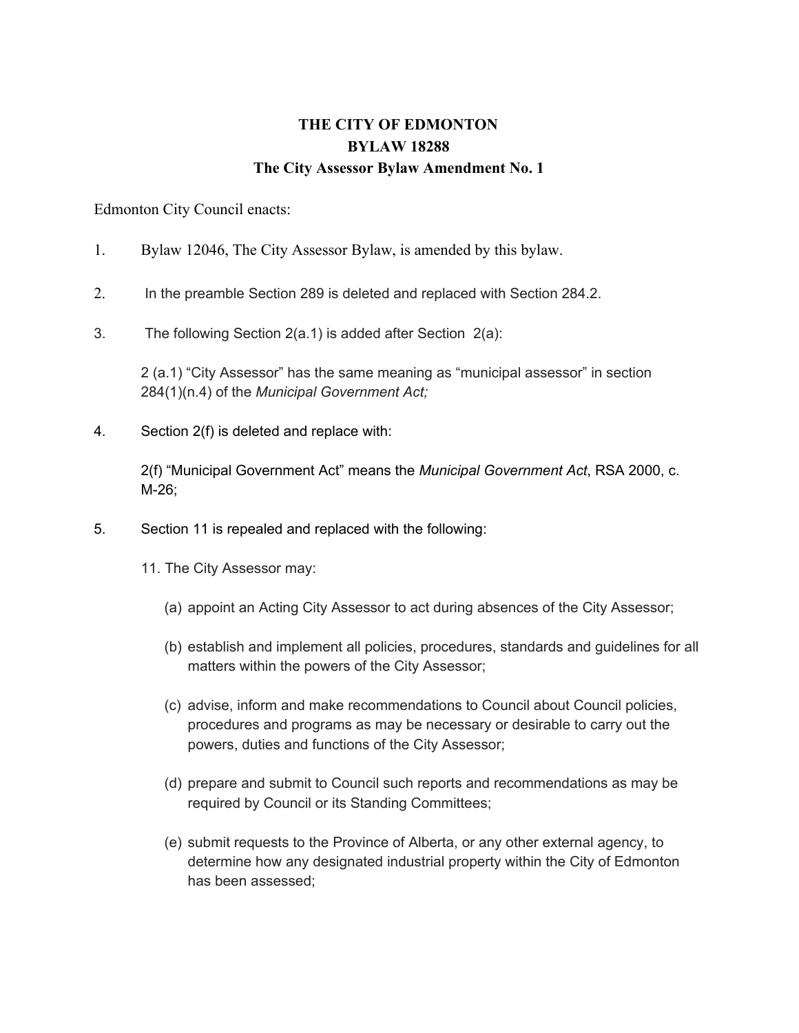# THE CITY OF EDMONTON
## BYLAW 18288
### The City Assessor Bylaw Amendment No. 1

Edmonton City Council enacts:

1. Bylaw 12046, The City Assessor Bylaw, is amended by this bylaw.

2. In the preamble Section 289 is deleted and replaced with Section 284.2.

3. The following Section 2(a.1) is added after Section 2(a):

   2 (a.1) "City Assessor" has the same meaning as "municipal assessor" in section 284(1)(n.4) of the *Municipal Government Act;*

4. Section 2(f) is deleted and replace with:

   2(f) "Municipal Government Act" means the *Municipal Government Act*, RSA 2000, c. M-26;

5. Section 11 is repealed and replaced with the following:

   11. The City Assessor may:

   (a) appoint an Acting City Assessor to act during absences of the City Assessor;

   (b) establish and implement all policies, procedures, standards and guidelines for all matters within the powers of the City Assessor;

   (c) advise, inform and make recommendations to Council about Council policies, procedures and programs as may be necessary or desirable to carry out the powers, duties and functions of the City Assessor;

   (d) prepare and submit to Council such reports and recommendations as may be required by Council or its Standing Committees;

   (e) submit requests to the Province of Alberta, or any other external agency, to determine how any designated industrial property within the City of Edmonton has been assessed;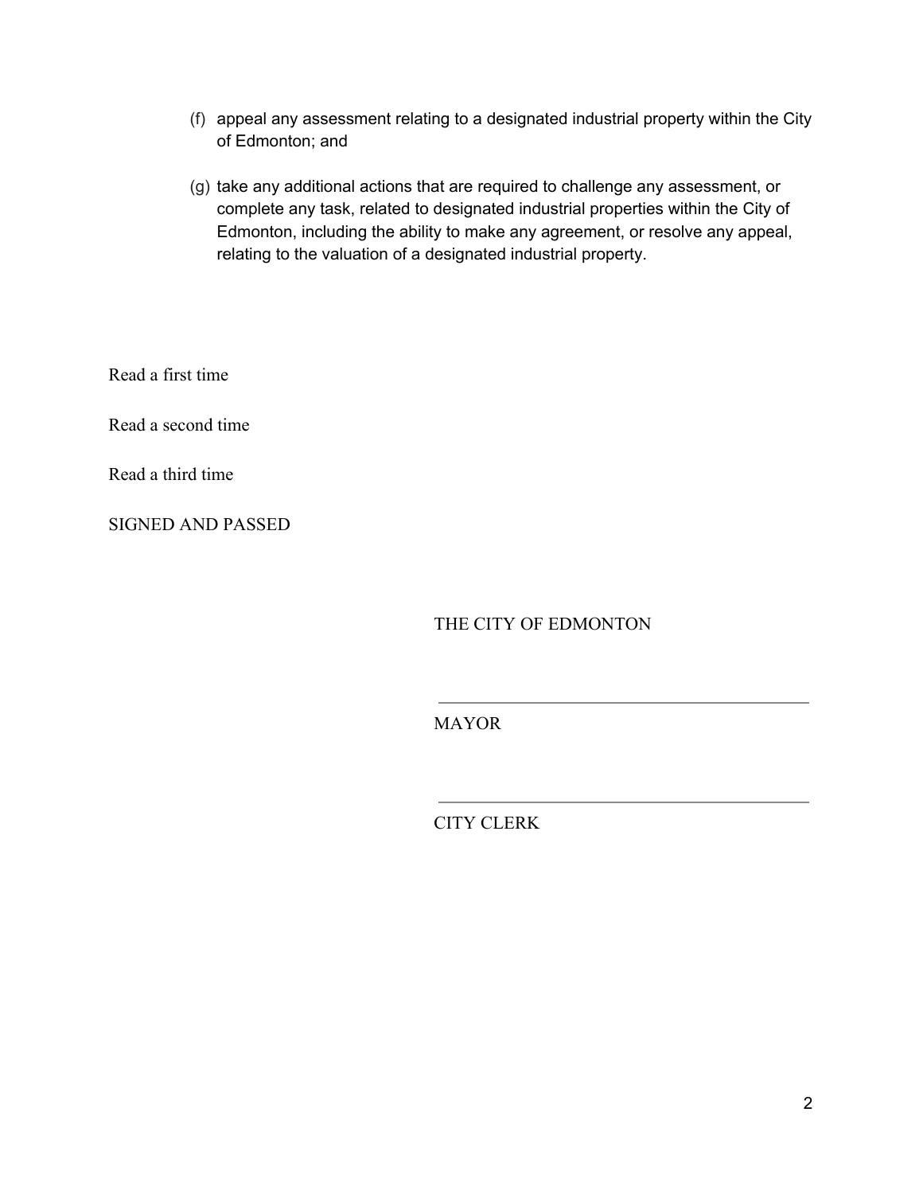(f) appeal any assessment relating to a designated industrial property within the City of Edmonton; and

(g) take any additional actions that are required to challenge any assessment, or complete any task, related to designated industrial properties within the City of Edmonton, including the ability to make any agreement, or resolve any appeal, relating to the valuation of a designated industrial property.

Read a first time

Read a second time

Read a third time

SIGNED AND PASSED

THE CITY OF EDMONTON

\_\_\_\_\_\_\_\_\_\_\_\_\_\_\_\_\_\_\_\_\_\_\_\_\_\_\_\_\_\_\_\_\_\_\_\_\_\_

MAYOR

\_\_\_\_\_\_\_\_\_\_\_\_\_\_\_\_\_\_\_\_\_\_\_\_\_\_\_\_\_\_\_\_\_\_\_\_\_\_

CITY CLERK